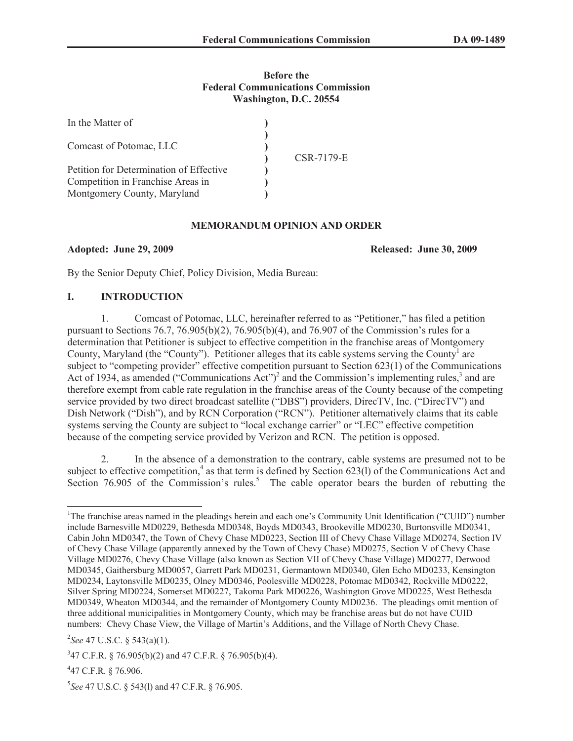**Before the**
**Federal Communications Commission**
**Washington, D.C. 20554**

| | | |
|---|---|---|
| In the Matter of | ) | |
| | ) | |
| Comcast of Potomac, LLC | ) | |
| | ) | CSR-7179-E |
| Petition for Determination of Effective | ) | |
| Competition in Franchise Areas in | ) | |
| Montgomery County, Maryland | ) | |

## MEMORANDUM OPINION AND ORDER

**Adopted: June 29, 2009** **Released: June 30, 2009**

By the Senior Deputy Chief, Policy Division, Media Bureau:

## I. INTRODUCTION

1. Comcast of Potomac, LLC, hereinafter referred to as "Petitioner," has filed a petition pursuant to Sections 76.7, 76.905(b)(2), 76.905(b)(4), and 76.907 of the Commission's rules for a determination that Petitioner is subject to effective competition in the franchise areas of Montgomery County, Maryland (the "County"). Petitioner alleges that its cable systems serving the County[1] are subject to "competing provider" effective competition pursuant to Section 623(1) of the Communications Act of 1934, as amended ("Communications Act")[2] and the Commission's implementing rules,[3] and are therefore exempt from cable rate regulation in the franchise areas of the County because of the competing service provided by two direct broadcast satellite ("DBS") providers, DirecTV, Inc. ("DirecTV") and Dish Network ("Dish"), and by RCN Corporation ("RCN"). Petitioner alternatively claims that its cable systems serving the County are subject to "local exchange carrier" or "LEC" effective competition because of the competing service provided by Verizon and RCN. The petition is opposed.

2. In the absence of a demonstration to the contrary, cable systems are presumed not to be subject to effective competition,[4] as that term is defined by Section 623(l) of the Communications Act and Section 76.905 of the Commission's rules.[5] The cable operator bears the burden of rebutting the

---

[1]The franchise areas named in the pleadings herein and each one's Community Unit Identification ("CUID") number include Barnesville MD0229, Bethesda MD0348, Boyds MD0343, Brookeville MD0230, Burtonsville MD0341, Cabin John MD0347, the Town of Chevy Chase MD0223, Section III of Chevy Chase Village MD0274, Section IV of Chevy Chase Village (apparently annexed by the Town of Chevy Chase) MD0275, Section V of Chevy Chase Village MD0276, Chevy Chase Village (also known as Section VII of Chevy Chase Village) MD0277, Derwood MD0345, Gaithersburg MD0057, Garrett Park MD0231, Germantown MD0340, Glen Echo MD0233, Kensington MD0234, Laytonsville MD0235, Olney MD0346, Poolesville MD0228, Potomac MD0342, Rockville MD0222, Silver Spring MD0224, Somerset MD0227, Takoma Park MD0226, Washington Grove MD0225, West Bethesda MD0349, Wheaton MD0344, and the remainder of Montgomery County MD0236. The pleadings omit mention of three additional municipalities in Montgomery County, which may be franchise areas but do not have CUID numbers: Chevy Chase View, the Village of Martin's Additions, and the Village of North Chevy Chase.

[2]*See* 47 U.S.C. § 543(a)(1).

[3]47 C.F.R. § 76.905(b)(2) and 47 C.F.R. § 76.905(b)(4).

[4]47 C.F.R. § 76.906.

[5]*See* 47 U.S.C. § 543(l) and 47 C.F.R. § 76.905.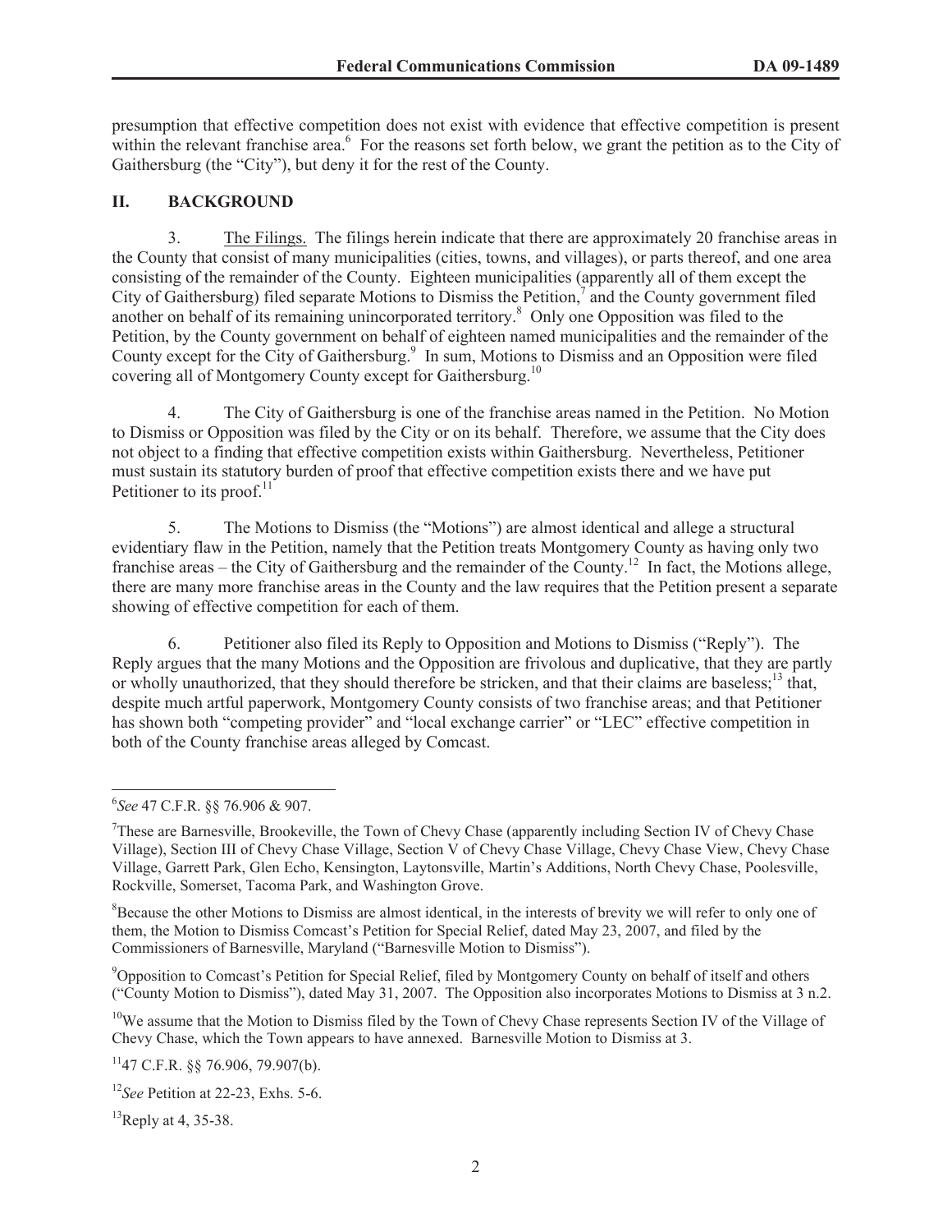presumption that effective competition does not exist with evidence that effective competition is present within the relevant franchise area.[6] For the reasons set forth below, we grant the petition as to the City of Gaithersburg (the "City"), but deny it for the rest of the County.

## II. BACKGROUND

3. The Filings. The filings herein indicate that there are approximately 20 franchise areas in the County that consist of many municipalities (cities, towns, and villages), or parts thereof, and one area consisting of the remainder of the County. Eighteen municipalities (apparently all of them except the City of Gaithersburg) filed separate Motions to Dismiss the Petition,[7] and the County government filed another on behalf of its remaining unincorporated territory.[8] Only one Opposition was filed to the Petition, by the County government on behalf of eighteen named municipalities and the remainder of the County except for the City of Gaithersburg.[9] In sum, Motions to Dismiss and an Opposition were filed covering all of Montgomery County except for Gaithersburg.[10]

4. The City of Gaithersburg is one of the franchise areas named in the Petition. No Motion to Dismiss or Opposition was filed by the City or on its behalf. Therefore, we assume that the City does not object to a finding that effective competition exists within Gaithersburg. Nevertheless, Petitioner must sustain its statutory burden of proof that effective competition exists there and we have put Petitioner to its proof.[11]

5. The Motions to Dismiss (the "Motions") are almost identical and allege a structural evidentiary flaw in the Petition, namely that the Petition treats Montgomery County as having only two franchise areas – the City of Gaithersburg and the remainder of the County.[12] In fact, the Motions allege, there are many more franchise areas in the County and the law requires that the Petition present a separate showing of effective competition for each of them.

6. Petitioner also filed its Reply to Opposition and Motions to Dismiss ("Reply"). The Reply argues that the many Motions and the Opposition are frivolous and duplicative, that they are partly or wholly unauthorized, that they should therefore be stricken, and that their claims are baseless;[13] that, despite much artful paperwork, Montgomery County consists of two franchise areas; and that Petitioner has shown both "competing provider" and "local exchange carrier" or "LEC" effective competition in both of the County franchise areas alleged by Comcast.

---

[6] *See* 47 C.F.R. §§ 76.906 & 907.

[7] These are Barnesville, Brookeville, the Town of Chevy Chase (apparently including Section IV of Chevy Chase Village), Section III of Chevy Chase Village, Section V of Chevy Chase Village, Chevy Chase View, Chevy Chase Village, Garrett Park, Glen Echo, Kensington, Laytonsville, Martin's Additions, North Chevy Chase, Poolesville, Rockville, Somerset, Tacoma Park, and Washington Grove.

[8] Because the other Motions to Dismiss are almost identical, in the interests of brevity we will refer to only one of them, the Motion to Dismiss Comcast's Petition for Special Relief, dated May 23, 2007, and filed by the Commissioners of Barnesville, Maryland ("Barnesville Motion to Dismiss").

[9] Opposition to Comcast's Petition for Special Relief, filed by Montgomery County on behalf of itself and others ("County Motion to Dismiss"), dated May 31, 2007. The Opposition also incorporates Motions to Dismiss at 3 n.2.

[10] We assume that the Motion to Dismiss filed by the Town of Chevy Chase represents Section IV of the Village of Chevy Chase, which the Town appears to have annexed. Barnesville Motion to Dismiss at 3.

[11] 47 C.F.R. §§ 76.906, 79.907(b).

[12] *See* Petition at 22-23, Exhs. 5-6.

[13] Reply at 4, 35-38.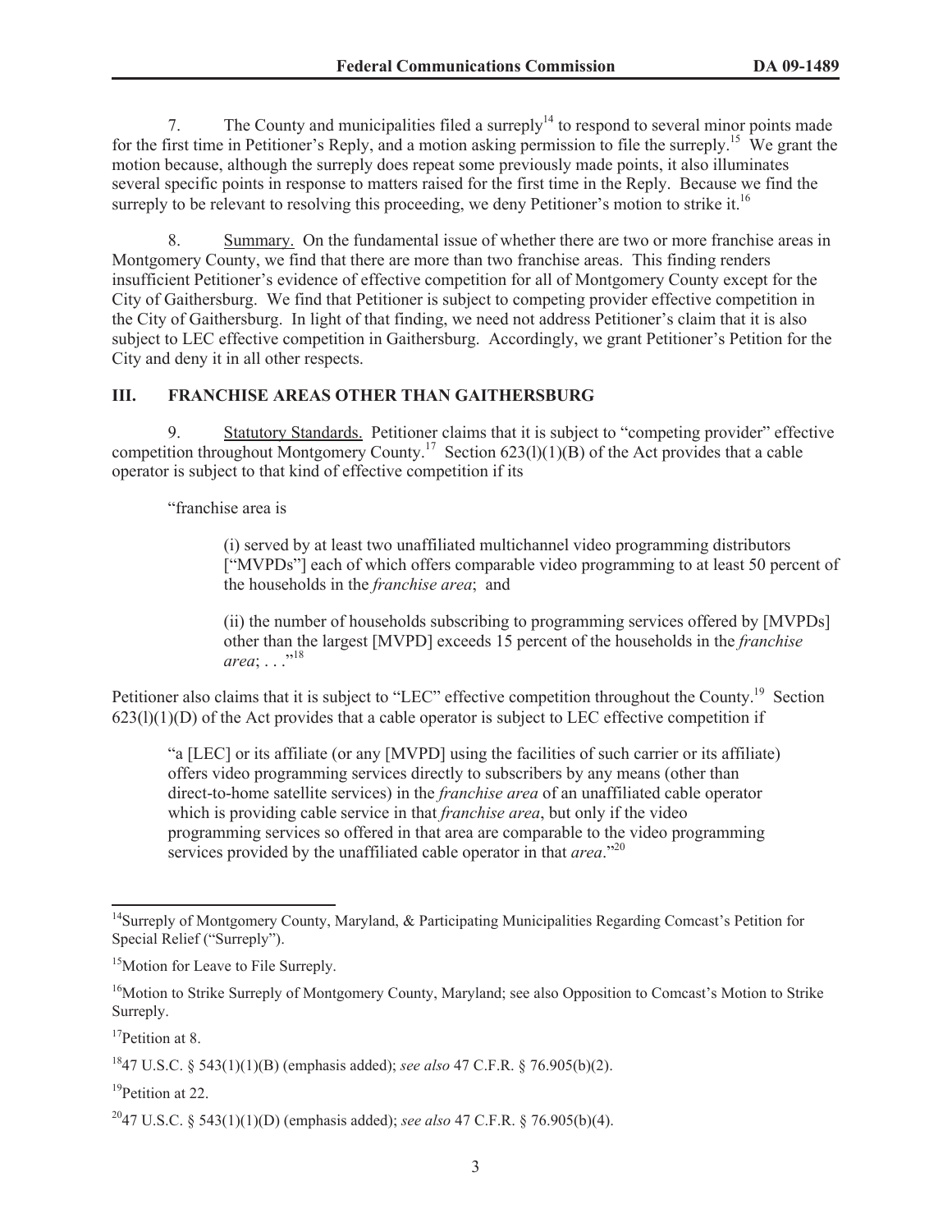7. The County and municipalities filed a surreply[14] to respond to several minor points made for the first time in Petitioner's Reply, and a motion asking permission to file the surreply.[15] We grant the motion because, although the surreply does repeat some previously made points, it also illuminates several specific points in response to matters raised for the first time in the Reply. Because we find the surreply to be relevant to resolving this proceeding, we deny Petitioner's motion to strike it.[16]

8. Summary. On the fundamental issue of whether there are two or more franchise areas in Montgomery County, we find that there are more than two franchise areas. This finding renders insufficient Petitioner's evidence of effective competition for all of Montgomery County except for the City of Gaithersburg. We find that Petitioner is subject to competing provider effective competition in the City of Gaithersburg. In light of that finding, we need not address Petitioner's claim that it is also subject to LEC effective competition in Gaithersburg. Accordingly, we grant Petitioner's Petition for the City and deny it in all other respects.

## III. FRANCHISE AREAS OTHER THAN GAITHERSBURG

9. Statutory Standards. Petitioner claims that it is subject to "competing provider" effective competition throughout Montgomery County.[17] Section 623(l)(1)(B) of the Act provides that a cable operator is subject to that kind of effective competition if its

"franchise area is

> (i) served by at least two unaffiliated multichannel video programming distributors ["MVPDs"] each of which offers comparable video programming to at least 50 percent of the households in the *franchise area*; and
>
> (ii) the number of households subscribing to programming services offered by [MVPDs] other than the largest [MVPD] exceeds 15 percent of the households in the *franchise area*; . . ."[18]

Petitioner also claims that it is subject to "LEC" effective competition throughout the County.[19] Section 623(l)(1)(D) of the Act provides that a cable operator is subject to LEC effective competition if

> "a [LEC] or its affiliate (or any [MVPD] using the facilities of such carrier or its affiliate) offers video programming services directly to subscribers by any means (other than direct-to-home satellite services) in the *franchise area* of an unaffiliated cable operator which is providing cable service in that *franchise area*, but only if the video programming services so offered in that area are comparable to the video programming services provided by the unaffiliated cable operator in that *area*."[20]

---

[14] Surreply of Montgomery County, Maryland, & Participating Municipalities Regarding Comcast's Petition for Special Relief ("Surreply").

[15] Motion for Leave to File Surreply.

[16] Motion to Strike Surreply of Montgomery County, Maryland; see also Opposition to Comcast's Motion to Strike Surreply.

[17] Petition at 8.

[18] 47 U.S.C. § 543(1)(1)(B) (emphasis added); *see also* 47 C.F.R. § 76.905(b)(2).

[19] Petition at 22.

[20] 47 U.S.C. § 543(1)(1)(D) (emphasis added); *see also* 47 C.F.R. § 76.905(b)(4).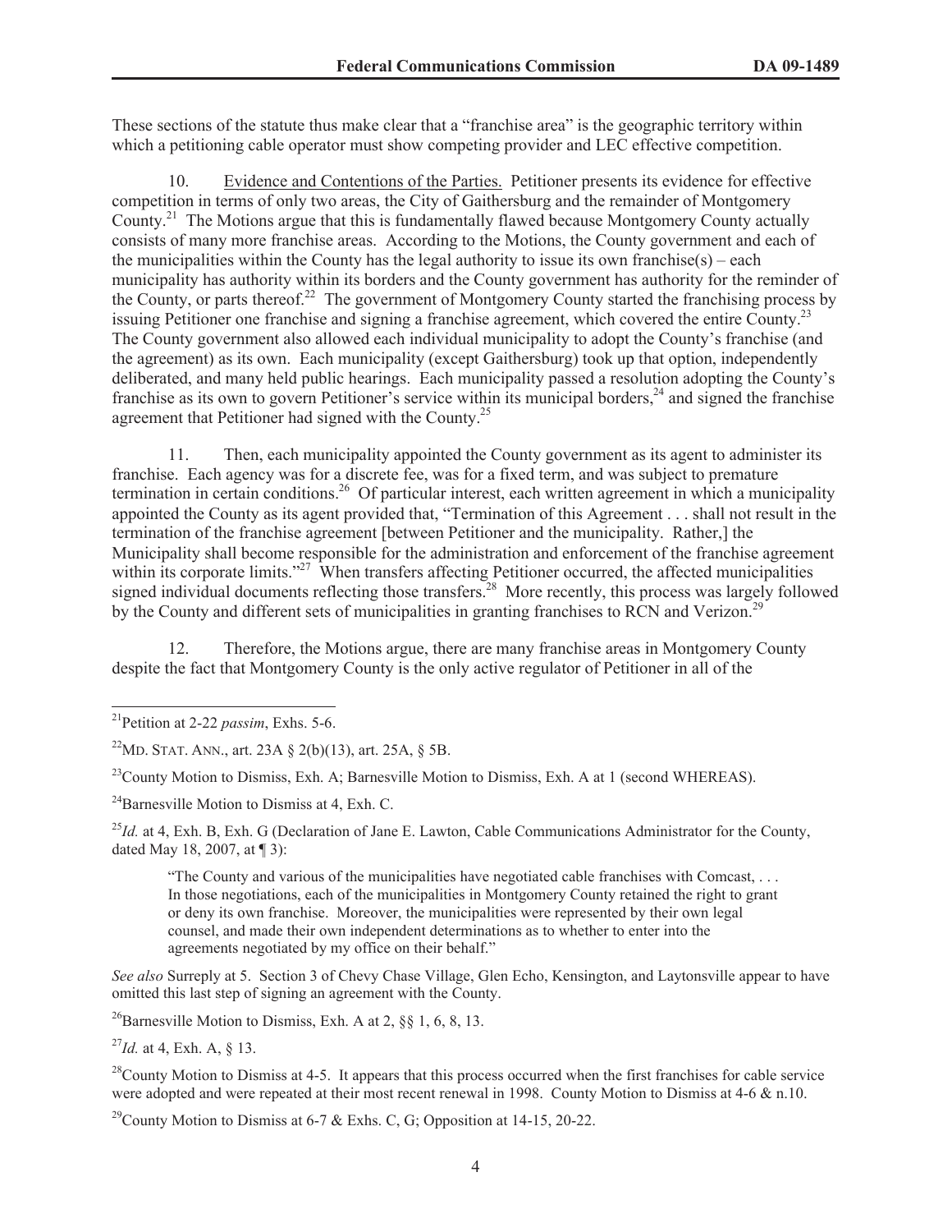These sections of the statute thus make clear that a "franchise area" is the geographic territory within which a petitioning cable operator must show competing provider and LEC effective competition.

10. Evidence and Contentions of the Parties. Petitioner presents its evidence for effective competition in terms of only two areas, the City of Gaithersburg and the remainder of Montgomery County.[21] The Motions argue that this is fundamentally flawed because Montgomery County actually consists of many more franchise areas. According to the Motions, the County government and each of the municipalities within the County has the legal authority to issue its own franchise(s) – each municipality has authority within its borders and the County government has authority for the reminder of the County, or parts thereof.[22] The government of Montgomery County started the franchising process by issuing Petitioner one franchise and signing a franchise agreement, which covered the entire County.[23] The County government also allowed each individual municipality to adopt the County's franchise (and the agreement) as its own. Each municipality (except Gaithersburg) took up that option, independently deliberated, and many held public hearings. Each municipality passed a resolution adopting the County's franchise as its own to govern Petitioner's service within its municipal borders,[24] and signed the franchise agreement that Petitioner had signed with the County.[25]

11. Then, each municipality appointed the County government as its agent to administer its franchise. Each agency was for a discrete fee, was for a fixed term, and was subject to premature termination in certain conditions.[26] Of particular interest, each written agreement in which a municipality appointed the County as its agent provided that, "Termination of this Agreement . . . shall not result in the termination of the franchise agreement [between Petitioner and the municipality. Rather,] the Municipality shall become responsible for the administration and enforcement of the franchise agreement within its corporate limits."[27] When transfers affecting Petitioner occurred, the affected municipalities signed individual documents reflecting those transfers.[28] More recently, this process was largely followed by the County and different sets of municipalities in granting franchises to RCN and Verizon.[29]

12. Therefore, the Motions argue, there are many franchise areas in Montgomery County despite the fact that Montgomery County is the only active regulator of Petitioner in all of the

---

[21] Petition at 2-22 *passim*, Exhs. 5-6.

[22] MD. STAT. ANN., art. 23A § 2(b)(13), art. 25A, § 5B.

[23] County Motion to Dismiss, Exh. A; Barnesville Motion to Dismiss, Exh. A at 1 (second WHEREAS).

[24] Barnesville Motion to Dismiss at 4, Exh. C.

[25] *Id.* at 4, Exh. B, Exh. G (Declaration of Jane E. Lawton, Cable Communications Administrator for the County, dated May 18, 2007, at ¶ 3):

> "The County and various of the municipalities have negotiated cable franchises with Comcast, . . . In those negotiations, each of the municipalities in Montgomery County retained the right to grant or deny its own franchise. Moreover, the municipalities were represented by their own legal counsel, and made their own independent determinations as to whether to enter into the agreements negotiated by my office on their behalf."

*See also* Surreply at 5. Section 3 of Chevy Chase Village, Glen Echo, Kensington, and Laytonsville appear to have omitted this last step of signing an agreement with the County.

[26] Barnesville Motion to Dismiss, Exh. A at 2, §§ 1, 6, 8, 13.

[27] *Id.* at 4, Exh. A, § 13.

[28] County Motion to Dismiss at 4-5. It appears that this process occurred when the first franchises for cable service were adopted and were repeated at their most recent renewal in 1998. County Motion to Dismiss at 4-6 & n.10.

[29] County Motion to Dismiss at 6-7 & Exhs. C, G; Opposition at 14-15, 20-22.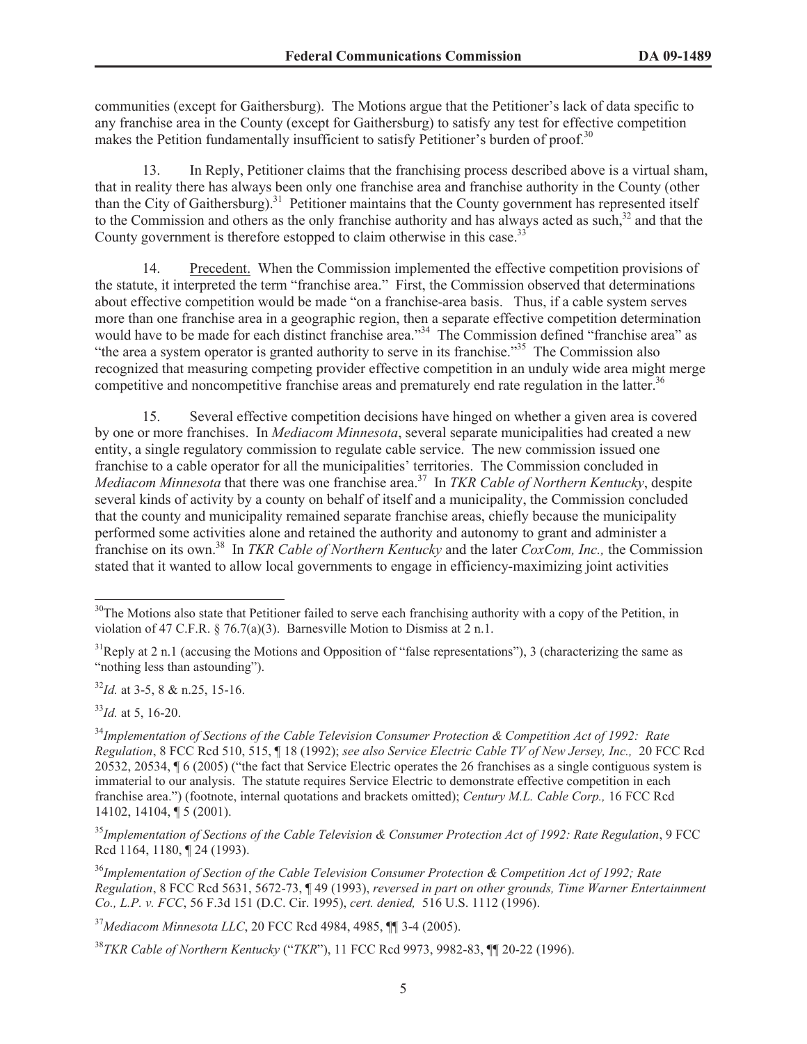communities (except for Gaithersburg). The Motions argue that the Petitioner's lack of data specific to any franchise area in the County (except for Gaithersburg) to satisfy any test for effective competition makes the Petition fundamentally insufficient to satisfy Petitioner's burden of proof.[30]

13. In Reply, Petitioner claims that the franchising process described above is a virtual sham, that in reality there has always been only one franchise area and franchise authority in the County (other than the City of Gaithersburg).[31] Petitioner maintains that the County government has represented itself to the Commission and others as the only franchise authority and has always acted as such,[32] and that the County government is therefore estopped to claim otherwise in this case.[33]

14. Precedent. When the Commission implemented the effective competition provisions of the statute, it interpreted the term "franchise area." First, the Commission observed that determinations about effective competition would be made "on a franchise-area basis. Thus, if a cable system serves more than one franchise area in a geographic region, then a separate effective competition determination would have to be made for each distinct franchise area."[34] The Commission defined "franchise area" as "the area a system operator is granted authority to serve in its franchise."[35] The Commission also recognized that measuring competing provider effective competition in an unduly wide area might merge competitive and noncompetitive franchise areas and prematurely end rate regulation in the latter.[36]

15. Several effective competition decisions have hinged on whether a given area is covered by one or more franchises. In *Mediacom Minnesota*, several separate municipalities had created a new entity, a single regulatory commission to regulate cable service. The new commission issued one franchise to a cable operator for all the municipalities' territories. The Commission concluded in *Mediacom Minnesota* that there was one franchise area.[37] In *TKR Cable of Northern Kentucky*, despite several kinds of activity by a county on behalf of itself and a municipality, the Commission concluded that the county and municipality remained separate franchise areas, chiefly because the municipality performed some activities alone and retained the authority and autonomy to grant and administer a franchise on its own.[38] In *TKR Cable of Northern Kentucky* and the later *CoxCom, Inc.,* the Commission stated that it wanted to allow local governments to engage in efficiency-maximizing joint activities

---

[30] The Motions also state that Petitioner failed to serve each franchising authority with a copy of the Petition, in violation of 47 C.F.R. § 76.7(a)(3). Barnesville Motion to Dismiss at 2 n.1.

[31] Reply at 2 n.1 (accusing the Motions and Opposition of "false representations"), 3 (characterizing the same as "nothing less than astounding").

[32] *Id.* at 3-5, 8 & n.25, 15-16.

[33] *Id.* at 5, 16-20.

[34] *Implementation of Sections of the Cable Television Consumer Protection & Competition Act of 1992: Rate Regulation*, 8 FCC Rcd 510, 515, ¶ 18 (1992); *see also Service Electric Cable TV of New Jersey, Inc.,* 20 FCC Rcd 20532, 20534, ¶ 6 (2005) ("the fact that Service Electric operates the 26 franchises as a single contiguous system is immaterial to our analysis. The statute requires Service Electric to demonstrate effective competition in each franchise area.") (footnote, internal quotations and brackets omitted); *Century M.L. Cable Corp.,* 16 FCC Rcd 14102, 14104, ¶ 5 (2001).

[35] *Implementation of Sections of the Cable Television & Consumer Protection Act of 1992: Rate Regulation*, 9 FCC Rcd 1164, 1180, ¶ 24 (1993).

[36] *Implementation of Section of the Cable Television Consumer Protection & Competition Act of 1992; Rate Regulation*, 8 FCC Rcd 5631, 5672-73, ¶ 49 (1993), *reversed in part on other grounds, Time Warner Entertainment Co., L.P. v. FCC*, 56 F.3d 151 (D.C. Cir. 1995), *cert. denied,* 516 U.S. 1112 (1996).

[37] *Mediacom Minnesota LLC*, 20 FCC Rcd 4984, 4985, ¶¶ 3-4 (2005).

[38] *TKR Cable of Northern Kentucky* ("*TKR*"), 11 FCC Rcd 9973, 9982-83, ¶¶ 20-22 (1996).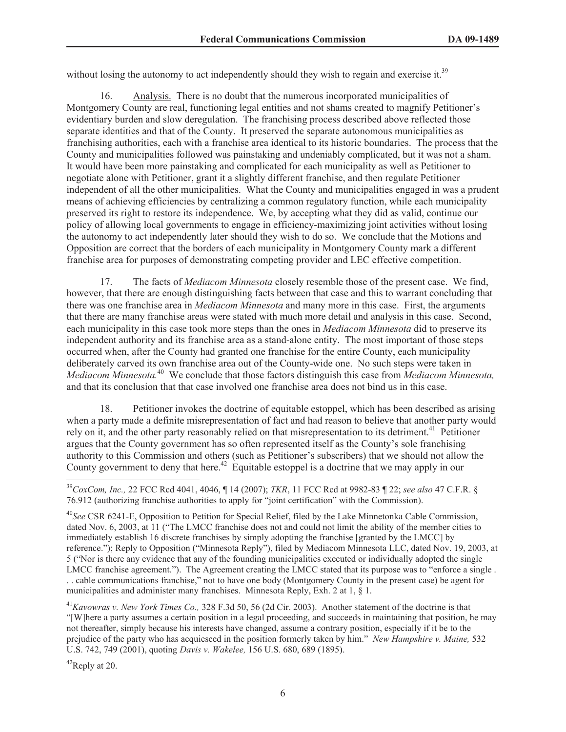without losing the autonomy to act independently should they wish to regain and exercise it.[39]

16. Analysis. There is no doubt that the numerous incorporated municipalities of Montgomery County are real, functioning legal entities and not shams created to magnify Petitioner's evidentiary burden and slow deregulation. The franchising process described above reflected those separate identities and that of the County. It preserved the separate autonomous municipalities as franchising authorities, each with a franchise area identical to its historic boundaries. The process that the County and municipalities followed was painstaking and undeniably complicated, but it was not a sham. It would have been more painstaking and complicated for each municipality as well as Petitioner to negotiate alone with Petitioner, grant it a slightly different franchise, and then regulate Petitioner independent of all the other municipalities. What the County and municipalities engaged in was a prudent means of achieving efficiencies by centralizing a common regulatory function, while each municipality preserved its right to restore its independence. We, by accepting what they did as valid, continue our policy of allowing local governments to engage in efficiency-maximizing joint activities without losing the autonomy to act independently later should they wish to do so. We conclude that the Motions and Opposition are correct that the borders of each municipality in Montgomery County mark a different franchise area for purposes of demonstrating competing provider and LEC effective competition.

17. The facts of *Mediacom Minnesota* closely resemble those of the present case. We find, however, that there are enough distinguishing facts between that case and this to warrant concluding that there was one franchise area in *Mediacom Minnesota* and many more in this case. First, the arguments that there are many franchise areas were stated with much more detail and analysis in this case. Second, each municipality in this case took more steps than the ones in *Mediacom Minnesota* did to preserve its independent authority and its franchise area as a stand-alone entity. The most important of those steps occurred when, after the County had granted one franchise for the entire County, each municipality deliberately carved its own franchise area out of the County-wide one. No such steps were taken in *Mediacom Minnesota.*[40] We conclude that those factors distinguish this case from *Mediacom Minnesota,* and that its conclusion that that case involved one franchise area does not bind us in this case.

18. Petitioner invokes the doctrine of equitable estoppel, which has been described as arising when a party made a definite misrepresentation of fact and had reason to believe that another party would rely on it, and the other party reasonably relied on that misrepresentation to its detriment.[41] Petitioner argues that the County government has so often represented itself as the County's sole franchising authority to this Commission and others (such as Petitioner's subscribers) that we should not allow the County government to deny that here.[42] Equitable estoppel is a doctrine that we may apply in our

---

[39] *CoxCom, Inc.,* 22 FCC Rcd 4041, 4046, ¶ 14 (2007); *TKR*, 11 FCC Rcd at 9982-83 ¶ 22; *see also* 47 C.F.R. § 76.912 (authorizing franchise authorities to apply for "joint certification" with the Commission).

[40] *See* CSR 6241-E, Opposition to Petition for Special Relief, filed by the Lake Minnetonka Cable Commission, dated Nov. 6, 2003, at 11 ("The LMCC franchise does not and could not limit the ability of the member cities to immediately establish 16 discrete franchises by simply adopting the franchise [granted by the LMCC] by reference."); Reply to Opposition ("Minnesota Reply"), filed by Mediacom Minnesota LLC, dated Nov. 19, 2003, at 5 ("Nor is there any evidence that any of the founding municipalities executed or individually adopted the single LMCC franchise agreement."). The Agreement creating the LMCC stated that its purpose was to "enforce a single . . . cable communications franchise," not to have one body (Montgomery County in the present case) be agent for municipalities and administer many franchises. Minnesota Reply, Exh. 2 at 1, § 1.

[41] *Kavowras v. New York Times Co.,* 328 F.3d 50, 56 (2d Cir. 2003). Another statement of the doctrine is that "[W]here a party assumes a certain position in a legal proceeding, and succeeds in maintaining that position, he may not thereafter, simply because his interests have changed, assume a contrary position, especially if it be to the prejudice of the party who has acquiesced in the position formerly taken by him." *New Hampshire v. Maine,* 532 U.S. 742, 749 (2001), quoting *Davis v. Wakelee,* 156 U.S. 680, 689 (1895).

[42] Reply at 20.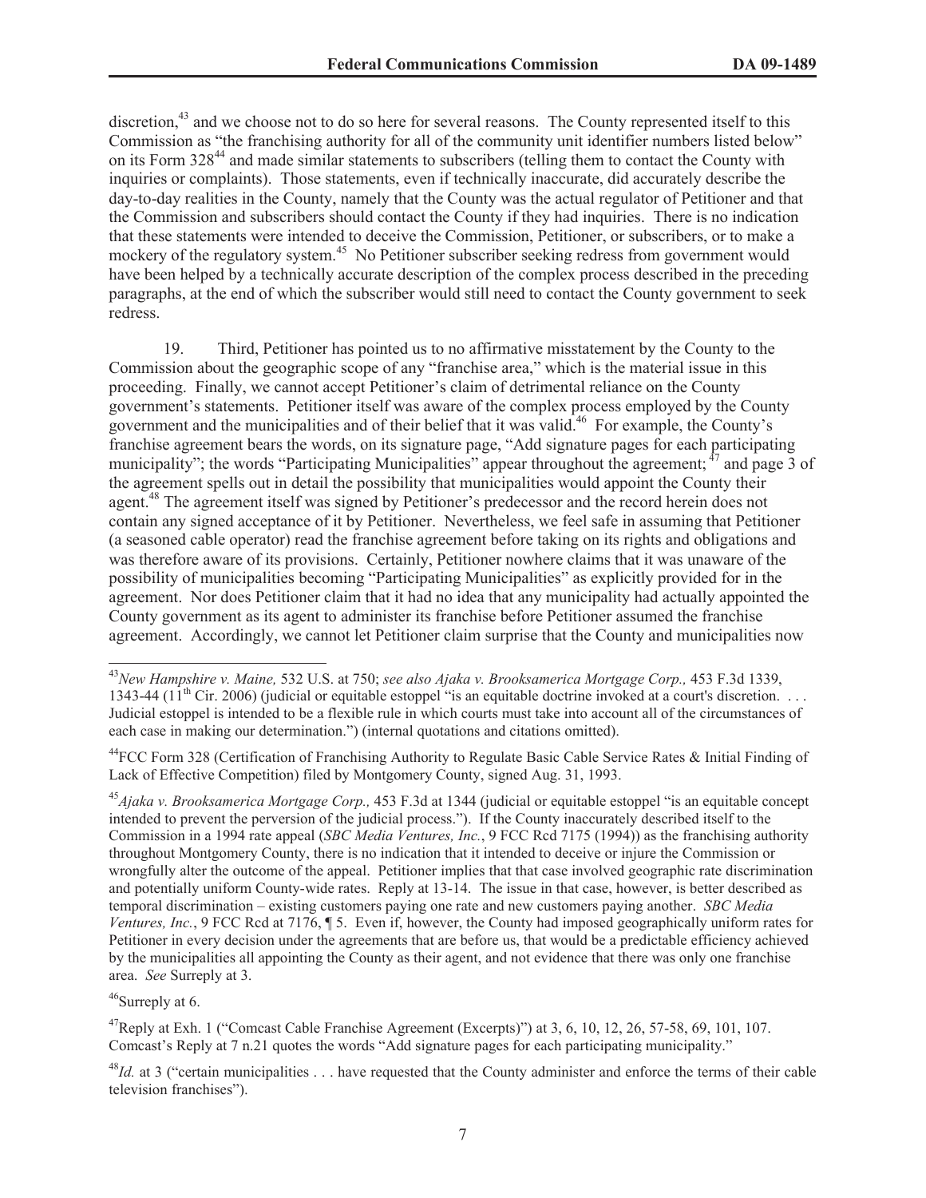discretion,[43] and we choose not to do so here for several reasons. The County represented itself to this Commission as "the franchising authority for all of the community unit identifier numbers listed below" on its Form 328[44] and made similar statements to subscribers (telling them to contact the County with inquiries or complaints). Those statements, even if technically inaccurate, did accurately describe the day-to-day realities in the County, namely that the County was the actual regulator of Petitioner and that the Commission and subscribers should contact the County if they had inquiries. There is no indication that these statements were intended to deceive the Commission, Petitioner, or subscribers, or to make a mockery of the regulatory system.[45] No Petitioner subscriber seeking redress from government would have been helped by a technically accurate description of the complex process described in the preceding paragraphs, at the end of which the subscriber would still need to contact the County government to seek redress.

19. Third, Petitioner has pointed us to no affirmative misstatement by the County to the Commission about the geographic scope of any "franchise area," which is the material issue in this proceeding. Finally, we cannot accept Petitioner's claim of detrimental reliance on the County government's statements. Petitioner itself was aware of the complex process employed by the County government and the municipalities and of their belief that it was valid.[46] For example, the County's franchise agreement bears the words, on its signature page, "Add signature pages for each participating municipality"; the words "Participating Municipalities" appear throughout the agreement;[47] and page 3 of the agreement spells out in detail the possibility that municipalities would appoint the County their agent.[48] The agreement itself was signed by Petitioner's predecessor and the record herein does not contain any signed acceptance of it by Petitioner. Nevertheless, we feel safe in assuming that Petitioner (a seasoned cable operator) read the franchise agreement before taking on its rights and obligations and was therefore aware of its provisions. Certainly, Petitioner nowhere claims that it was unaware of the possibility of municipalities becoming "Participating Municipalities" as explicitly provided for in the agreement. Nor does Petitioner claim that it had no idea that any municipality had actually appointed the County government as its agent to administer its franchise before Petitioner assumed the franchise agreement. Accordingly, we cannot let Petitioner claim surprise that the County and municipalities now

---

[43] *New Hampshire v. Maine,* 532 U.S. at 750; *see also Ajaka v. Brooksamerica Mortgage Corp.,* 453 F.3d 1339, 1343-44 (11th Cir. 2006) (judicial or equitable estoppel "is an equitable doctrine invoked at a court's discretion. . . . Judicial estoppel is intended to be a flexible rule in which courts must take into account all of the circumstances of each case in making our determination.") (internal quotations and citations omitted).

[44] FCC Form 328 (Certification of Franchising Authority to Regulate Basic Cable Service Rates & Initial Finding of Lack of Effective Competition) filed by Montgomery County, signed Aug. 31, 1993.

[45] *Ajaka v. Brooksamerica Mortgage Corp.,* 453 F.3d at 1344 (judicial or equitable estoppel "is an equitable concept intended to prevent the perversion of the judicial process."). If the County inaccurately described itself to the Commission in a 1994 rate appeal (*SBC Media Ventures, Inc.*, 9 FCC Rcd 7175 (1994)) as the franchising authority throughout Montgomery County, there is no indication that it intended to deceive or injure the Commission or wrongfully alter the outcome of the appeal. Petitioner implies that that case involved geographic rate discrimination and potentially uniform County-wide rates. Reply at 13-14. The issue in that case, however, is better described as temporal discrimination – existing customers paying one rate and new customers paying another. *SBC Media Ventures, Inc.*, 9 FCC Rcd at 7176, ¶ 5. Even if, however, the County had imposed geographically uniform rates for Petitioner in every decision under the agreements that are before us, that would be a predictable efficiency achieved by the municipalities all appointing the County as their agent, and not evidence that there was only one franchise area. *See* Surreply at 3.

[46] Surreply at 6.

[47] Reply at Exh. 1 ("Comcast Cable Franchise Agreement (Excerpts)") at 3, 6, 10, 12, 26, 57-58, 69, 101, 107. Comcast's Reply at 7 n.21 quotes the words "Add signature pages for each participating municipality."

[48] *Id.* at 3 ("certain municipalities . . . have requested that the County administer and enforce the terms of their cable television franchises").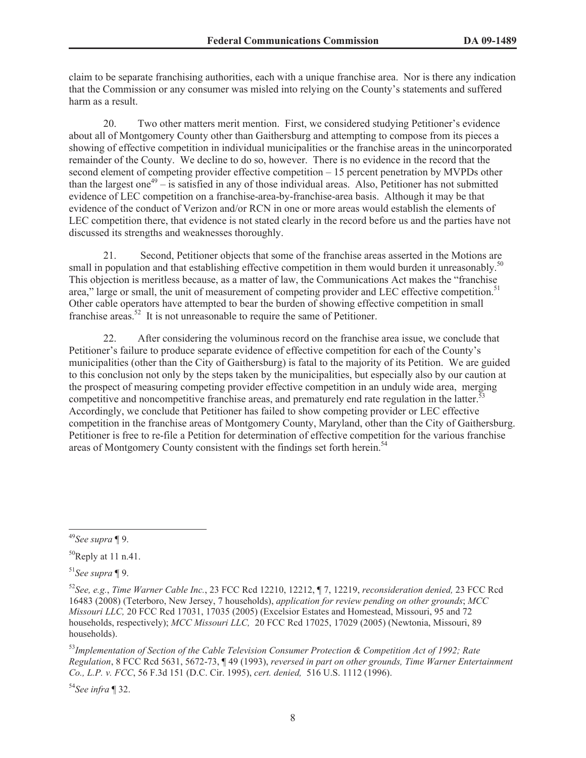claim to be separate franchising authorities, each with a unique franchise area. Nor is there any indication that the Commission or any consumer was misled into relying on the County's statements and suffered harm as a result.

20. Two other matters merit mention. First, we considered studying Petitioner's evidence about all of Montgomery County other than Gaithersburg and attempting to compose from its pieces a showing of effective competition in individual municipalities or the franchise areas in the unincorporated remainder of the County. We decline to do so, however. There is no evidence in the record that the second element of competing provider effective competition – 15 percent penetration by MVPDs other than the largest one[49] – is satisfied in any of those individual areas. Also, Petitioner has not submitted evidence of LEC competition on a franchise-area-by-franchise-area basis. Although it may be that evidence of the conduct of Verizon and/or RCN in one or more areas would establish the elements of LEC competition there, that evidence is not stated clearly in the record before us and the parties have not discussed its strengths and weaknesses thoroughly.

21. Second, Petitioner objects that some of the franchise areas asserted in the Motions are small in population and that establishing effective competition in them would burden it unreasonably.[50] This objection is meritless because, as a matter of law, the Communications Act makes the "franchise area," large or small, the unit of measurement of competing provider and LEC effective competition.[51] Other cable operators have attempted to bear the burden of showing effective competition in small franchise areas.[52] It is not unreasonable to require the same of Petitioner.

22. After considering the voluminous record on the franchise area issue, we conclude that Petitioner's failure to produce separate evidence of effective competition for each of the County's municipalities (other than the City of Gaithersburg) is fatal to the majority of its Petition. We are guided to this conclusion not only by the steps taken by the municipalities, but especially also by our caution at the prospect of measuring competing provider effective competition in an unduly wide area, merging competitive and noncompetitive franchise areas, and prematurely end rate regulation in the latter.[53] Accordingly, we conclude that Petitioner has failed to show competing provider or LEC effective competition in the franchise areas of Montgomery County, Maryland, other than the City of Gaithersburg. Petitioner is free to re-file a Petition for determination of effective competition for the various franchise areas of Montgomery County consistent with the findings set forth herein.[54]

---

[49] *See supra* ¶ 9.

[50] Reply at 11 n.41.

[51] *See supra* ¶ 9.

[52] *See, e.g.*, *Time Warner Cable Inc.*, 23 FCC Rcd 12210, 12212, ¶ 7, 12219, *reconsideration denied,* 23 FCC Rcd 16483 (2008) (Teterboro, New Jersey, 7 households), *application for review pending on other grounds*; *MCC Missouri LLC,* 20 FCC Rcd 17031, 17035 (2005) (Excelsior Estates and Homestead, Missouri, 95 and 72 households, respectively); *MCC Missouri LLC,* 20 FCC Rcd 17025, 17029 (2005) (Newtonia, Missouri, 89 households).

[53] *Implementation of Section of the Cable Television Consumer Protection & Competition Act of 1992; Rate Regulation*, 8 FCC Rcd 5631, 5672-73, ¶ 49 (1993), *reversed in part on other grounds, Time Warner Entertainment Co., L.P. v. FCC*, 56 F.3d 151 (D.C. Cir. 1995), *cert. denied,* 516 U.S. 1112 (1996).

[54] *See infra* ¶ 32.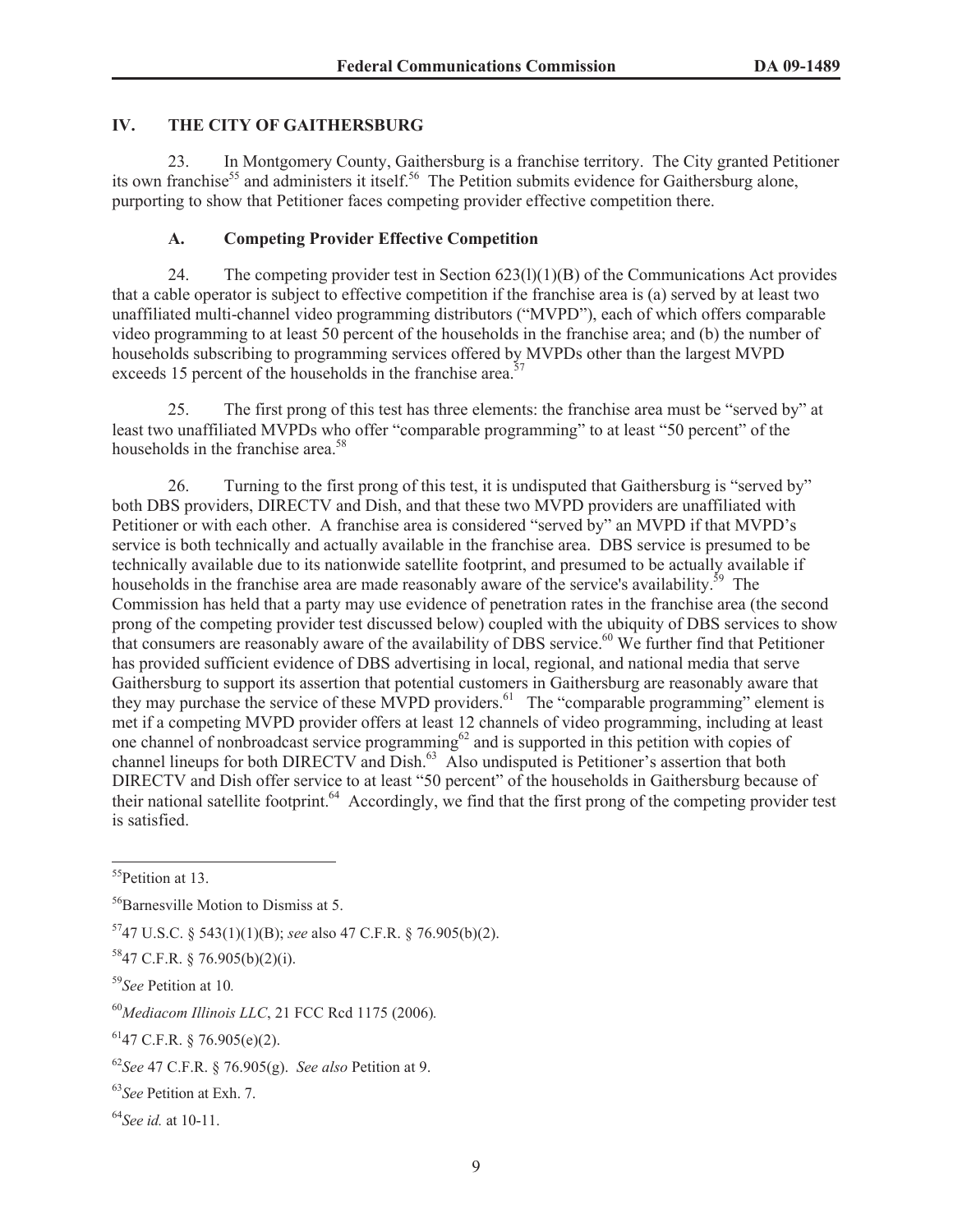## IV. THE CITY OF GAITHERSBURG

23. In Montgomery County, Gaithersburg is a franchise territory. The City granted Petitioner its own franchise[55] and administers it itself.[56] The Petition submits evidence for Gaithersburg alone, purporting to show that Petitioner faces competing provider effective competition there.

### A. Competing Provider Effective Competition

24. The competing provider test in Section 623(l)(1)(B) of the Communications Act provides that a cable operator is subject to effective competition if the franchise area is (a) served by at least two unaffiliated multi-channel video programming distributors ("MVPD"), each of which offers comparable video programming to at least 50 percent of the households in the franchise area; and (b) the number of households subscribing to programming services offered by MVPDs other than the largest MVPD exceeds 15 percent of the households in the franchise area.[57]

25. The first prong of this test has three elements: the franchise area must be "served by" at least two unaffiliated MVPDs who offer "comparable programming" to at least "50 percent" of the households in the franchise area.[58]

26. Turning to the first prong of this test, it is undisputed that Gaithersburg is "served by" both DBS providers, DIRECTV and Dish, and that these two MVPD providers are unaffiliated with Petitioner or with each other. A franchise area is considered "served by" an MVPD if that MVPD's service is both technically and actually available in the franchise area. DBS service is presumed to be technically available due to its nationwide satellite footprint, and presumed to be actually available if households in the franchise area are made reasonably aware of the service's availability.[59] The Commission has held that a party may use evidence of penetration rates in the franchise area (the second prong of the competing provider test discussed below) coupled with the ubiquity of DBS services to show that consumers are reasonably aware of the availability of DBS service.[60] We further find that Petitioner has provided sufficient evidence of DBS advertising in local, regional, and national media that serve Gaithersburg to support its assertion that potential customers in Gaithersburg are reasonably aware that they may purchase the service of these MVPD providers.[61] The "comparable programming" element is met if a competing MVPD provider offers at least 12 channels of video programming, including at least one channel of nonbroadcast service programming[62] and is supported in this petition with copies of channel lineups for both DIRECTV and Dish.[63] Also undisputed is Petitioner's assertion that both DIRECTV and Dish offer service to at least "50 percent" of the households in Gaithersburg because of their national satellite footprint.[64] Accordingly, we find that the first prong of the competing provider test is satisfied.

---

[55] Petition at 13.

[56] Barnesville Motion to Dismiss at 5.

[57] 47 U.S.C. § 543(1)(1)(B); *see* also 47 C.F.R. § 76.905(b)(2).

[58] 47 C.F.R. § 76.905(b)(2)(i).

[59] *See* Petition at 10.

[60] *Mediacom Illinois LLC*, 21 FCC Rcd 1175 (2006).

[61] 47 C.F.R. § 76.905(e)(2).

[62] *See* 47 C.F.R. § 76.905(g). *See also* Petition at 9.

[63] *See* Petition at Exh. 7.

[64] *See id.* at 10-11.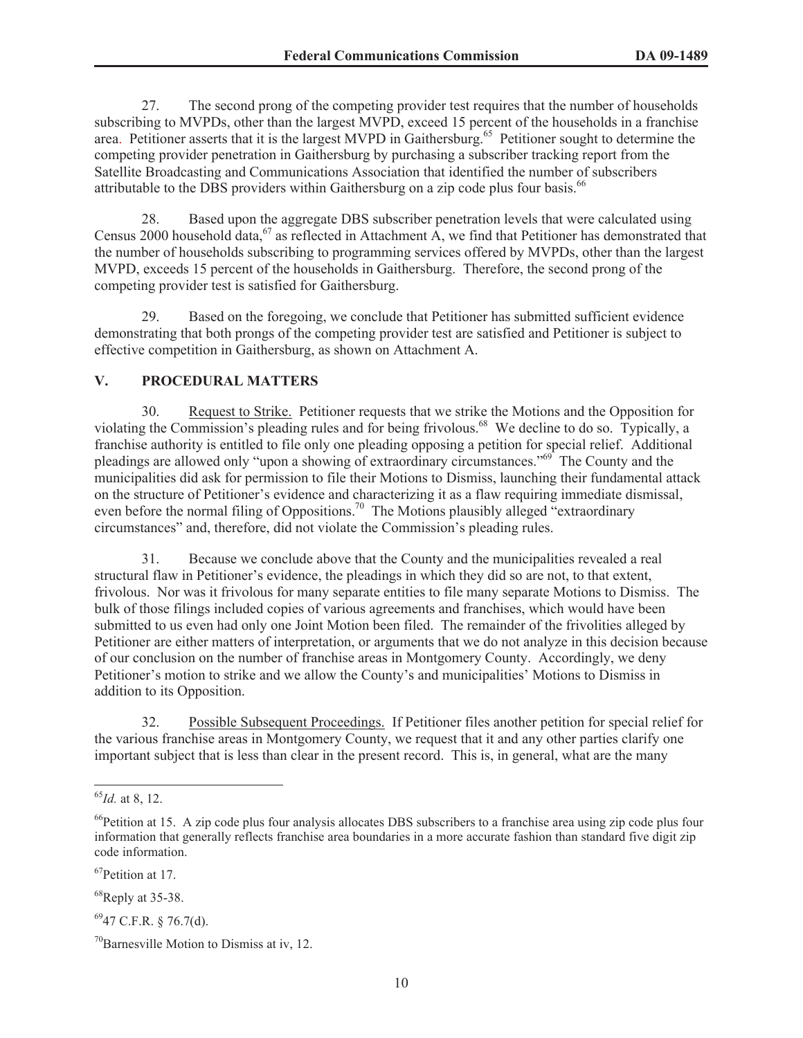27. The second prong of the competing provider test requires that the number of households subscribing to MVPDs, other than the largest MVPD, exceed 15 percent of the households in a franchise area. Petitioner asserts that it is the largest MVPD in Gaithersburg.[65] Petitioner sought to determine the competing provider penetration in Gaithersburg by purchasing a subscriber tracking report from the Satellite Broadcasting and Communications Association that identified the number of subscribers attributable to the DBS providers within Gaithersburg on a zip code plus four basis.[66]

28. Based upon the aggregate DBS subscriber penetration levels that were calculated using Census 2000 household data,[67] as reflected in Attachment A, we find that Petitioner has demonstrated that the number of households subscribing to programming services offered by MVPDs, other than the largest MVPD, exceeds 15 percent of the households in Gaithersburg. Therefore, the second prong of the competing provider test is satisfied for Gaithersburg.

29. Based on the foregoing, we conclude that Petitioner has submitted sufficient evidence demonstrating that both prongs of the competing provider test are satisfied and Petitioner is subject to effective competition in Gaithersburg, as shown on Attachment A.

## V. PROCEDURAL MATTERS

30. Request to Strike. Petitioner requests that we strike the Motions and the Opposition for violating the Commission's pleading rules and for being frivolous.[68] We decline to do so. Typically, a franchise authority is entitled to file only one pleading opposing a petition for special relief. Additional pleadings are allowed only "upon a showing of extraordinary circumstances."[69] The County and the municipalities did ask for permission to file their Motions to Dismiss, launching their fundamental attack on the structure of Petitioner's evidence and characterizing it as a flaw requiring immediate dismissal, even before the normal filing of Oppositions.[70] The Motions plausibly alleged "extraordinary circumstances" and, therefore, did not violate the Commission's pleading rules.

31. Because we conclude above that the County and the municipalities revealed a real structural flaw in Petitioner's evidence, the pleadings in which they did so are not, to that extent, frivolous. Nor was it frivolous for many separate entities to file many separate Motions to Dismiss. The bulk of those filings included copies of various agreements and franchises, which would have been submitted to us even had only one Joint Motion been filed. The remainder of the frivolities alleged by Petitioner are either matters of interpretation, or arguments that we do not analyze in this decision because of our conclusion on the number of franchise areas in Montgomery County. Accordingly, we deny Petitioner's motion to strike and we allow the County's and municipalities' Motions to Dismiss in addition to its Opposition.

32. Possible Subsequent Proceedings. If Petitioner files another petition for special relief for the various franchise areas in Montgomery County, we request that it and any other parties clarify one important subject that is less than clear in the present record. This is, in general, what are the many

---

[65] *Id.* at 8, 12.

[66] Petition at 15. A zip code plus four analysis allocates DBS subscribers to a franchise area using zip code plus four information that generally reflects franchise area boundaries in a more accurate fashion than standard five digit zip code information.

[67] Petition at 17.

[68] Reply at 35-38.

[69] 47 C.F.R. § 76.7(d).

[70] Barnesville Motion to Dismiss at iv, 12.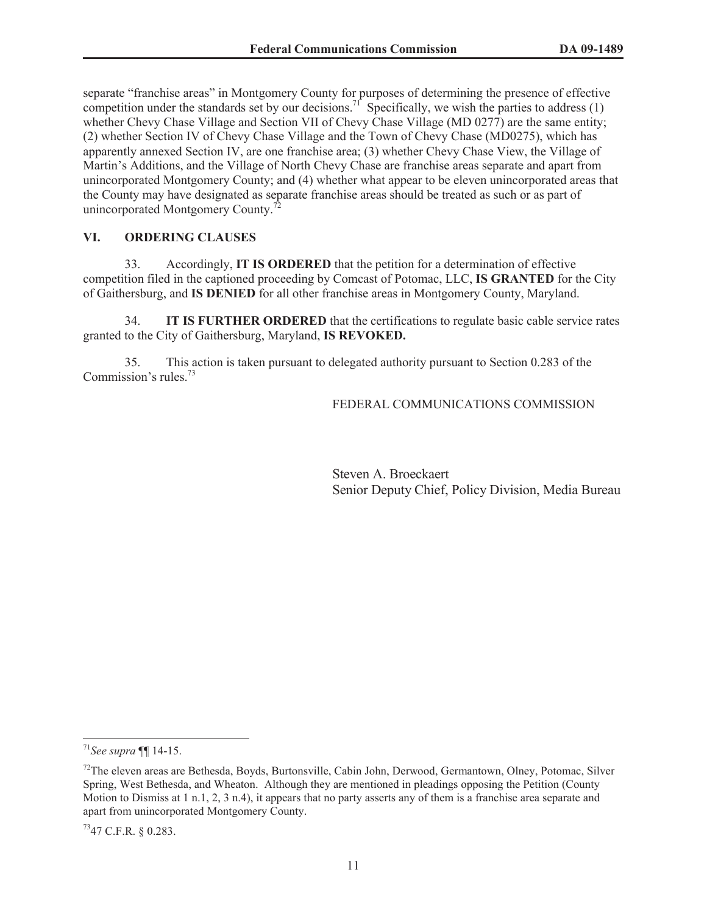separate "franchise areas" in Montgomery County for purposes of determining the presence of effective competition under the standards set by our decisions.[71] Specifically, we wish the parties to address (1) whether Chevy Chase Village and Section VII of Chevy Chase Village (MD 0277) are the same entity; (2) whether Section IV of Chevy Chase Village and the Town of Chevy Chase (MD0275), which has apparently annexed Section IV, are one franchise area; (3) whether Chevy Chase View, the Village of Martin's Additions, and the Village of North Chevy Chase are franchise areas separate and apart from unincorporated Montgomery County; and (4) whether what appear to be eleven unincorporated areas that the County may have designated as separate franchise areas should be treated as such or as part of unincorporated Montgomery County.[72]

## VI. ORDERING CLAUSES

33. Accordingly, **IT IS ORDERED** that the petition for a determination of effective competition filed in the captioned proceeding by Comcast of Potomac, LLC, **IS GRANTED** for the City of Gaithersburg, and **IS DENIED** for all other franchise areas in Montgomery County, Maryland.

34. **IT IS FURTHER ORDERED** that the certifications to regulate basic cable service rates granted to the City of Gaithersburg, Maryland, **IS REVOKED.**

35. This action is taken pursuant to delegated authority pursuant to Section 0.283 of the Commission's rules.[73]

FEDERAL COMMUNICATIONS COMMISSION

Steven A. Broeckaert
Senior Deputy Chief, Policy Division, Media Bureau

---

[71] *See supra* ¶¶ 14-15.

[72] The eleven areas are Bethesda, Boyds, Burtonsville, Cabin John, Derwood, Germantown, Olney, Potomac, Silver Spring, West Bethesda, and Wheaton. Although they are mentioned in pleadings opposing the Petition (County Motion to Dismiss at 1 n.1, 2, 3 n.4), it appears that no party asserts any of them is a franchise area separate and apart from unincorporated Montgomery County.

[73] 47 C.F.R. § 0.283.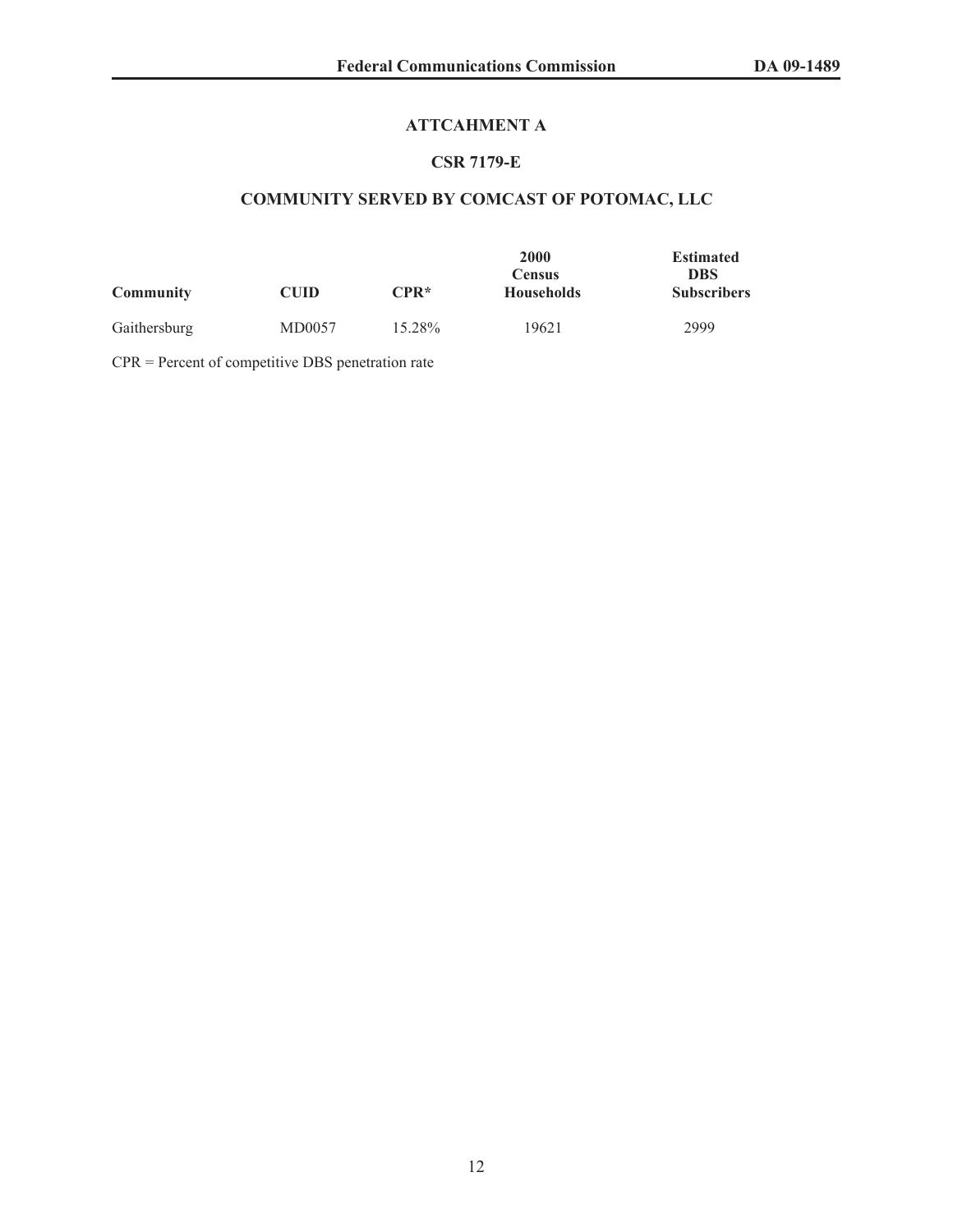**ATTCAHMENT A**

**CSR 7179-E**

**COMMUNITY SERVED BY COMCAST OF POTOMAC, LLC**

| Community | CUID | CPR* | 2000 Census Households | Estimated DBS Subscribers |
|---|---|---|---|---|
| Gaithersburg | MD0057 | 15.28% | 19621 | 2999 |

CPR = Percent of competitive DBS penetration rate